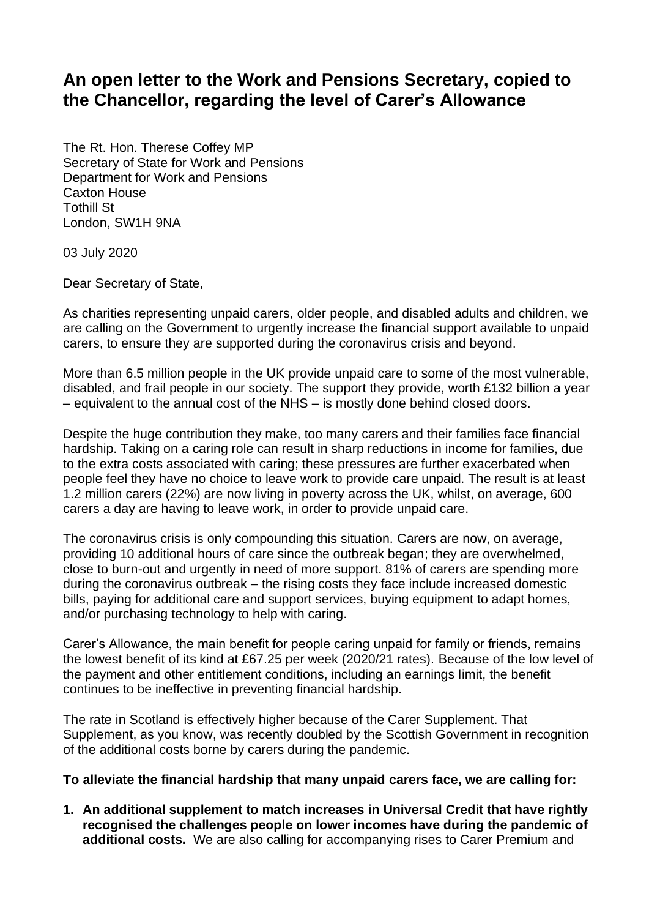# An open letter to the Work and Pensions Secretary, copied to the Chancellor, regarding the level of Carer's Allowance

The Rt. Hon. Therese Coffey MP  
Secretary of State for Work and Pensions  
Department for Work and Pensions  
Caxton House  
Tothill St  
London, SW1H 9NA

03 July 2020

Dear Secretary of State,

As charities representing unpaid carers, older people, and disabled adults and children, we are calling on the Government to urgently increase the financial support available to unpaid carers, to ensure they are supported during the coronavirus crisis and beyond.

More than 6.5 million people in the UK provide unpaid care to some of the most vulnerable, disabled, and frail people in our society. The support they provide, worth £132 billion a year – equivalent to the annual cost of the NHS – is mostly done behind closed doors.

Despite the huge contribution they make, too many carers and their families face financial hardship. Taking on a caring role can result in sharp reductions in income for families, due to the extra costs associated with caring; these pressures are further exacerbated when people feel they have no choice to leave work to provide care unpaid. The result is at least 1.2 million carers (22%) are now living in poverty across the UK, whilst, on average, 600 carers a day are having to leave work, in order to provide unpaid care.

The coronavirus crisis is only compounding this situation. Carers are now, on average, providing 10 additional hours of care since the outbreak began; they are overwhelmed, close to burn-out and urgently in need of more support. 81% of carers are spending more during the coronavirus outbreak – the rising costs they face include increased domestic bills, paying for additional care and support services, buying equipment to adapt homes, and/or purchasing technology to help with caring.

Carer's Allowance, the main benefit for people caring unpaid for family or friends, remains the lowest benefit of its kind at £67.25 per week (2020/21 rates). Because of the low level of the payment and other entitlement conditions, including an earnings limit, the benefit continues to be ineffective in preventing financial hardship.

The rate in Scotland is effectively higher because of the Carer Supplement. That Supplement, as you know, was recently doubled by the Scottish Government in recognition of the additional costs borne by carers during the pandemic.

**To alleviate the financial hardship that many unpaid carers face, we are calling for:**

1. **An additional supplement to match increases in Universal Credit that have rightly recognised the challenges people on lower incomes have during the pandemic of additional costs.** We are also calling for accompanying rises to Carer Premium and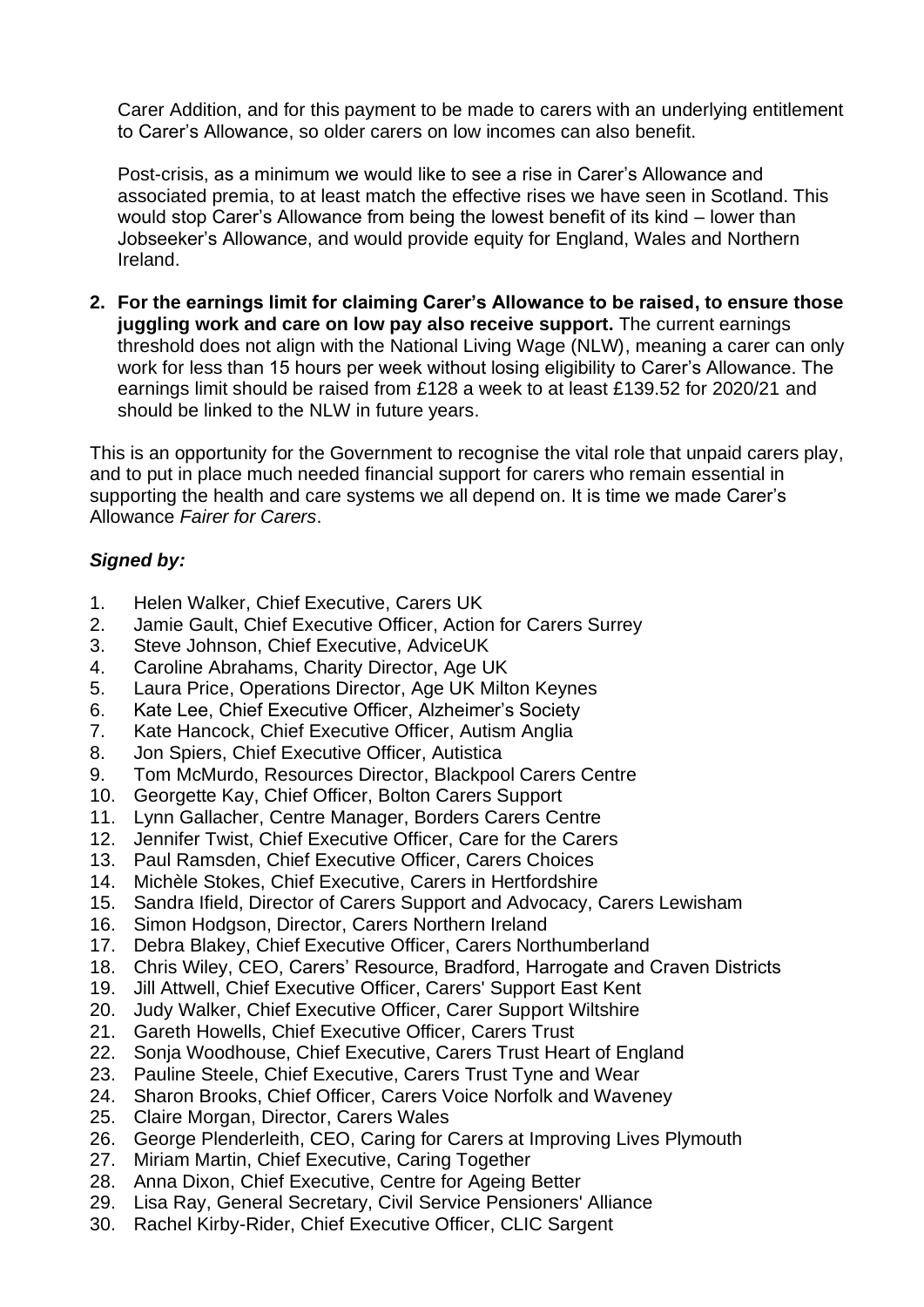Carer Addition, and for this payment to be made to carers with an underlying entitlement to Carer's Allowance, so older carers on low incomes can also benefit.

Post-crisis, as a minimum we would like to see a rise in Carer's Allowance and associated premia, to at least match the effective rises we have seen in Scotland. This would stop Carer's Allowance from being the lowest benefit of its kind – lower than Jobseeker's Allowance, and would provide equity for England, Wales and Northern Ireland.

2. **For the earnings limit for claiming Carer's Allowance to be raised, to ensure those juggling work and care on low pay also receive support.** The current earnings threshold does not align with the National Living Wage (NLW), meaning a carer can only work for less than 15 hours per week without losing eligibility to Carer's Allowance. The earnings limit should be raised from £128 a week to at least £139.52 for 2020/21 and should be linked to the NLW in future years.

This is an opportunity for the Government to recognise the vital role that unpaid carers play, and to put in place much needed financial support for carers who remain essential in supporting the health and care systems we all depend on. It is time we made Carer's Allowance *Fairer for Carers*.

***Signed by:***

1. Helen Walker, Chief Executive, Carers UK
2. Jamie Gault, Chief Executive Officer, Action for Carers Surrey
3. Steve Johnson, Chief Executive, AdviceUK
4. Caroline Abrahams, Charity Director, Age UK
5. Laura Price, Operations Director, Age UK Milton Keynes
6. Kate Lee, Chief Executive Officer, Alzheimer's Society
7. Kate Hancock, Chief Executive Officer, Autism Anglia
8. Jon Spiers, Chief Executive Officer, Autistica
9. Tom McMurdo, Resources Director, Blackpool Carers Centre
10. Georgette Kay, Chief Officer, Bolton Carers Support
11. Lynn Gallacher, Centre Manager, Borders Carers Centre
12. Jennifer Twist, Chief Executive Officer, Care for the Carers
13. Paul Ramsden, Chief Executive Officer, Carers Choices
14. Michèle Stokes, Chief Executive, Carers in Hertfordshire
15. Sandra Ifield, Director of Carers Support and Advocacy, Carers Lewisham
16. Simon Hodgson, Director, Carers Northern Ireland
17. Debra Blakey, Chief Executive Officer, Carers Northumberland
18. Chris Wiley, CEO, Carers' Resource, Bradford, Harrogate and Craven Districts
19. Jill Attwell, Chief Executive Officer, Carers' Support East Kent
20. Judy Walker, Chief Executive Officer, Carer Support Wiltshire
21. Gareth Howells, Chief Executive Officer, Carers Trust
22. Sonja Woodhouse, Chief Executive, Carers Trust Heart of England
23. Pauline Steele, Chief Executive, Carers Trust Tyne and Wear
24. Sharon Brooks, Chief Officer, Carers Voice Norfolk and Waveney
25. Claire Morgan, Director, Carers Wales
26. George Plenderleith, CEO, Caring for Carers at Improving Lives Plymouth
27. Miriam Martin, Chief Executive, Caring Together
28. Anna Dixon, Chief Executive, Centre for Ageing Better
29. Lisa Ray, General Secretary, Civil Service Pensioners' Alliance
30. Rachel Kirby-Rider, Chief Executive Officer, CLIC Sargent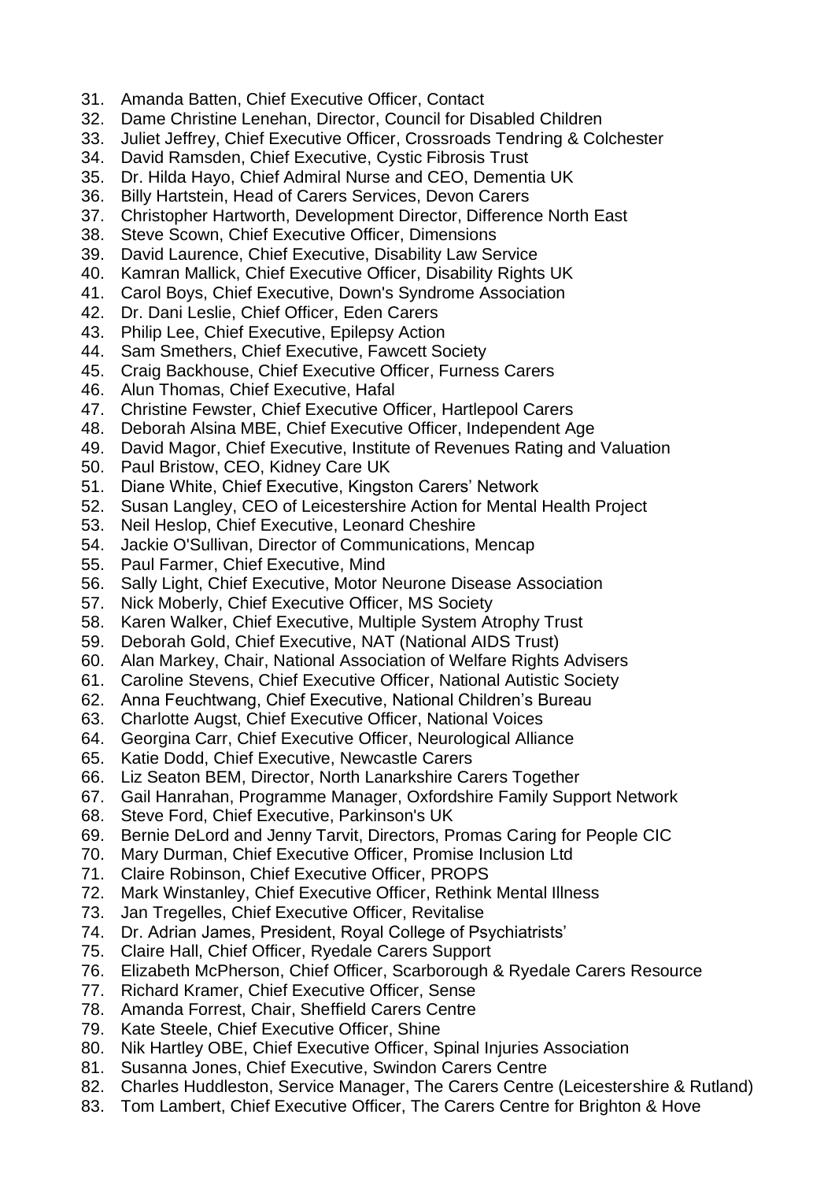31. Amanda Batten, Chief Executive Officer, Contact
32. Dame Christine Lenehan, Director, Council for Disabled Children
33. Juliet Jeffrey, Chief Executive Officer, Crossroads Tendring & Colchester
34. David Ramsden, Chief Executive, Cystic Fibrosis Trust
35. Dr. Hilda Hayo, Chief Admiral Nurse and CEO, Dementia UK
36. Billy Hartstein, Head of Carers Services, Devon Carers
37. Christopher Hartworth, Development Director, Difference North East
38. Steve Scown, Chief Executive Officer, Dimensions
39. David Laurence, Chief Executive, Disability Law Service
40. Kamran Mallick, Chief Executive Officer, Disability Rights UK
41. Carol Boys, Chief Executive, Down's Syndrome Association
42. Dr. Dani Leslie, Chief Officer, Eden Carers
43. Philip Lee, Chief Executive, Epilepsy Action
44. Sam Smethers, Chief Executive, Fawcett Society
45. Craig Backhouse, Chief Executive Officer, Furness Carers
46. Alun Thomas, Chief Executive, Hafal
47. Christine Fewster, Chief Executive Officer, Hartlepool Carers
48. Deborah Alsina MBE, Chief Executive Officer, Independent Age
49. David Magor, Chief Executive, Institute of Revenues Rating and Valuation
50. Paul Bristow, CEO, Kidney Care UK
51. Diane White, Chief Executive, Kingston Carers' Network
52. Susan Langley, CEO of Leicestershire Action for Mental Health Project
53. Neil Heslop, Chief Executive, Leonard Cheshire
54. Jackie O'Sullivan, Director of Communications, Mencap
55. Paul Farmer, Chief Executive, Mind
56. Sally Light, Chief Executive, Motor Neurone Disease Association
57. Nick Moberly, Chief Executive Officer, MS Society
58. Karen Walker, Chief Executive, Multiple System Atrophy Trust
59. Deborah Gold, Chief Executive, NAT (National AIDS Trust)
60. Alan Markey, Chair, National Association of Welfare Rights Advisers
61. Caroline Stevens, Chief Executive Officer, National Autistic Society
62. Anna Feuchtwang, Chief Executive, National Children's Bureau
63. Charlotte Augst, Chief Executive Officer, National Voices
64. Georgina Carr, Chief Executive Officer, Neurological Alliance
65. Katie Dodd, Chief Executive, Newcastle Carers
66. Liz Seaton BEM, Director, North Lanarkshire Carers Together
67. Gail Hanrahan, Programme Manager, Oxfordshire Family Support Network
68. Steve Ford, Chief Executive, Parkinson's UK
69. Bernie DeLord and Jenny Tarvit, Directors, Promas Caring for People CIC
70. Mary Durman, Chief Executive Officer, Promise Inclusion Ltd
71. Claire Robinson, Chief Executive Officer, PROPS
72. Mark Winstanley, Chief Executive Officer, Rethink Mental Illness
73. Jan Tregelles, Chief Executive Officer, Revitalise
74. Dr. Adrian James, President, Royal College of Psychiatrists'
75. Claire Hall, Chief Officer, Ryedale Carers Support
76. Elizabeth McPherson, Chief Officer, Scarborough & Ryedale Carers Resource
77. Richard Kramer, Chief Executive Officer, Sense
78. Amanda Forrest, Chair, Sheffield Carers Centre
79. Kate Steele, Chief Executive Officer, Shine
80. Nik Hartley OBE, Chief Executive Officer, Spinal Injuries Association
81. Susanna Jones, Chief Executive, Swindon Carers Centre
82. Charles Huddleston, Service Manager, The Carers Centre (Leicestershire & Rutland)
83. Tom Lambert, Chief Executive Officer, The Carers Centre for Brighton & Hove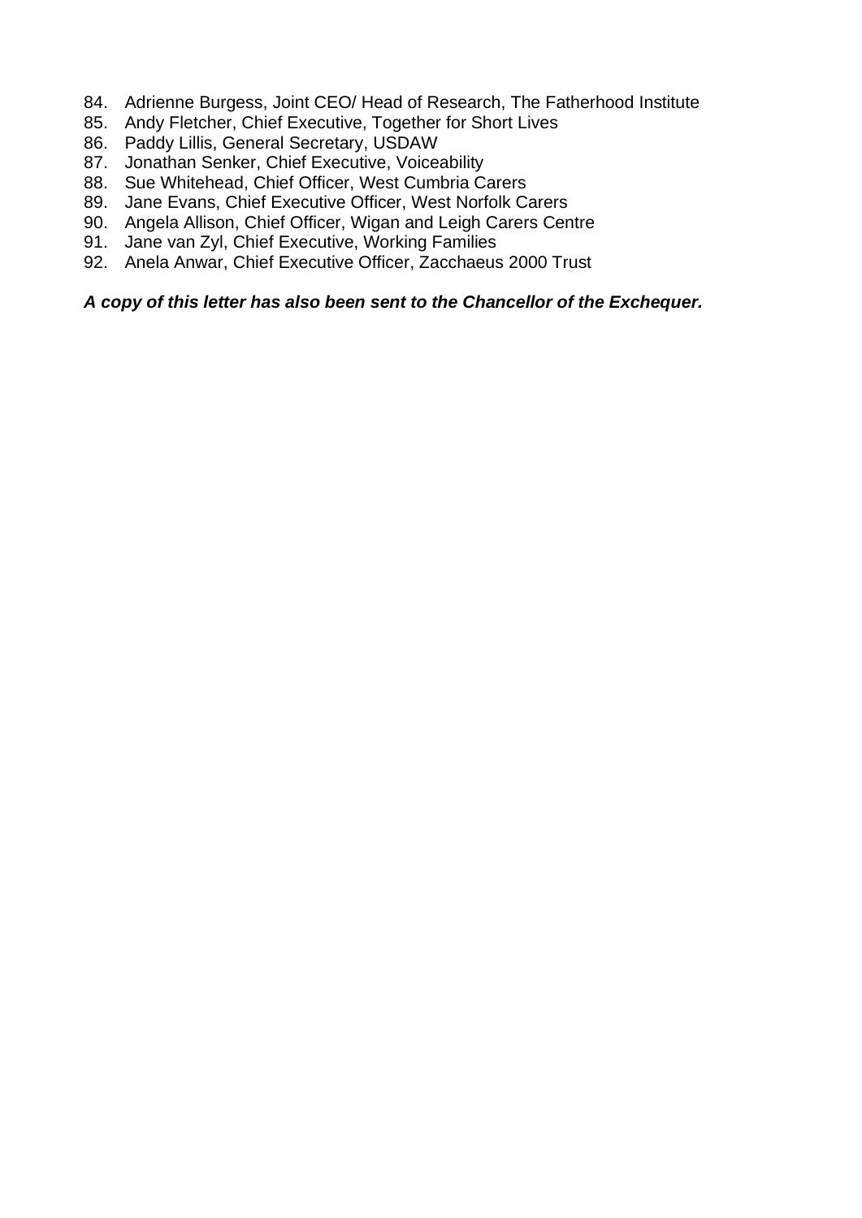84. Adrienne Burgess, Joint CEO/ Head of Research, The Fatherhood Institute
85. Andy Fletcher, Chief Executive, Together for Short Lives
86. Paddy Lillis, General Secretary, USDAW
87. Jonathan Senker, Chief Executive, Voiceability
88. Sue Whitehead, Chief Officer, West Cumbria Carers
89. Jane Evans, Chief Executive Officer, West Norfolk Carers
90. Angela Allison, Chief Officer, Wigan and Leigh Carers Centre
91. Jane van Zyl, Chief Executive, Working Families
92. Anela Anwar, Chief Executive Officer, Zacchaeus 2000 Trust

***A copy of this letter has also been sent to the Chancellor of the Exchequer.***